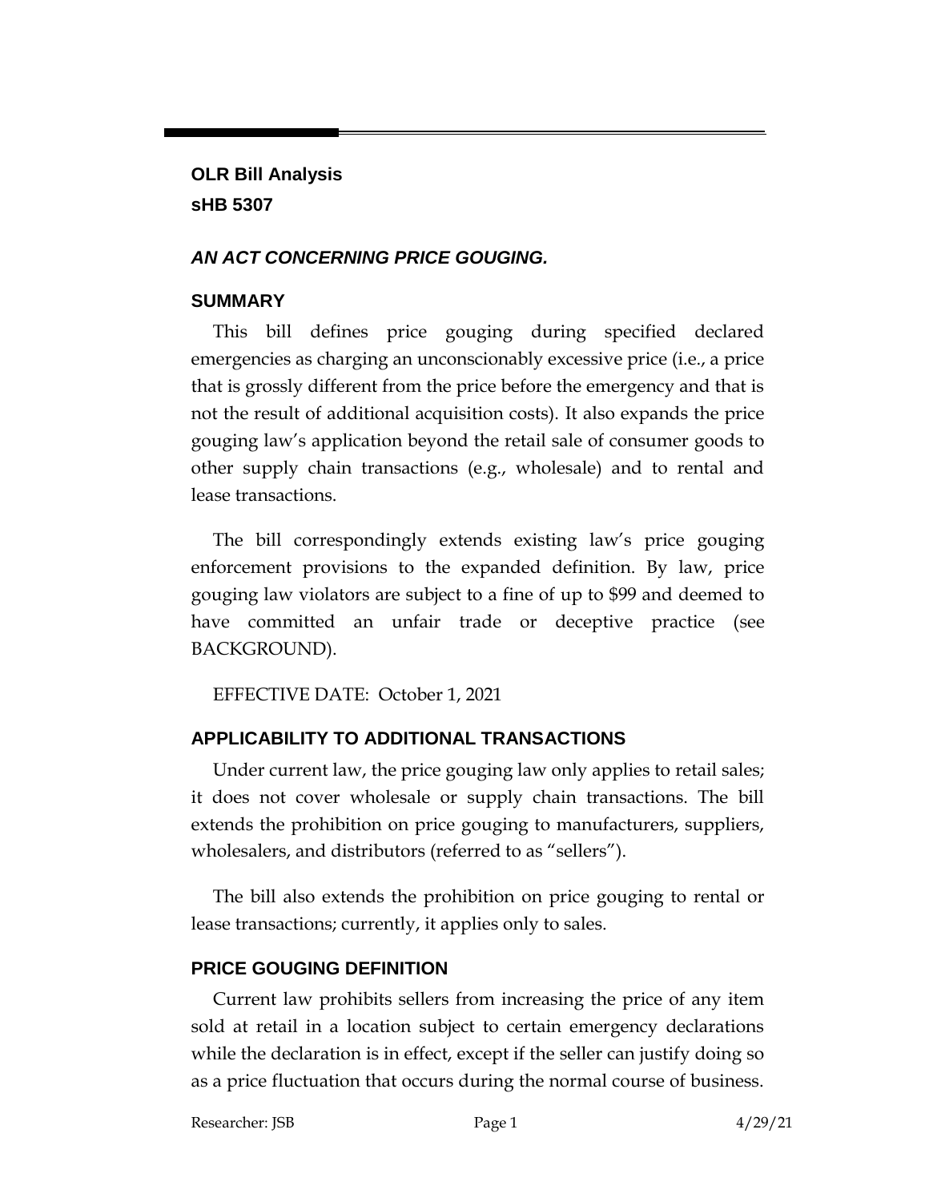**OLR Bill Analysis**
**sHB 5307**

***AN ACT CONCERNING PRICE GOUGING.***

## SUMMARY

This bill defines price gouging during specified declared emergencies as charging an unconscionably excessive price (i.e., a price that is grossly different from the price before the emergency and that is not the result of additional acquisition costs). It also expands the price gouging law's application beyond the retail sale of consumer goods to other supply chain transactions (e.g., wholesale) and to rental and lease transactions.

The bill correspondingly extends existing law's price gouging enforcement provisions to the expanded definition. By law, price gouging law violators are subject to a fine of up to $99 and deemed to have committed an unfair trade or deceptive practice (see BACKGROUND).

EFFECTIVE DATE: October 1, 2021

## APPLICABILITY TO ADDITIONAL TRANSACTIONS

Under current law, the price gouging law only applies to retail sales; it does not cover wholesale or supply chain transactions. The bill extends the prohibition on price gouging to manufacturers, suppliers, wholesalers, and distributors (referred to as "sellers").

The bill also extends the prohibition on price gouging to rental or lease transactions; currently, it applies only to sales.

## PRICE GOUGING DEFINITION

Current law prohibits sellers from increasing the price of any item sold at retail in a location subject to certain emergency declarations while the declaration is in effect, except if the seller can justify doing so as a price fluctuation that occurs during the normal course of business.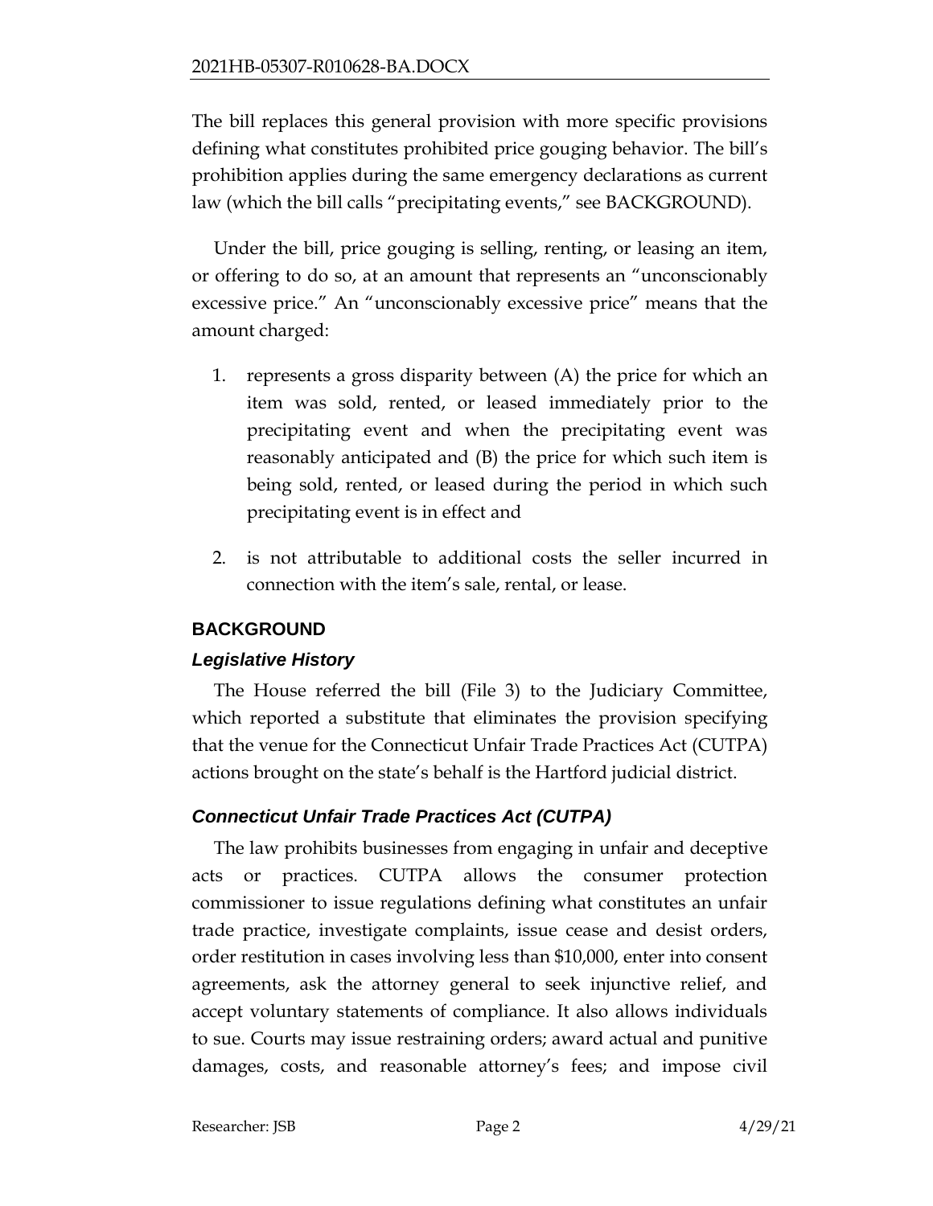The bill replaces this general provision with more specific provisions defining what constitutes prohibited price gouging behavior. The bill's prohibition applies during the same emergency declarations as current law (which the bill calls "precipitating events," see BACKGROUND).

Under the bill, price gouging is selling, renting, or leasing an item, or offering to do so, at an amount that represents an "unconscionably excessive price." An "unconscionably excessive price" means that the amount charged:

1. represents a gross disparity between (A) the price for which an item was sold, rented, or leased immediately prior to the precipitating event and when the precipitating event was reasonably anticipated and (B) the price for which such item is being sold, rented, or leased during the period in which such precipitating event is in effect and

2. is not attributable to additional costs the seller incurred in connection with the item's sale, rental, or lease.

## BACKGROUND

### *Legislative History*

The House referred the bill (File 3) to the Judiciary Committee, which reported a substitute that eliminates the provision specifying that the venue for the Connecticut Unfair Trade Practices Act (CUTPA) actions brought on the state's behalf is the Hartford judicial district.

### *Connecticut Unfair Trade Practices Act (CUTPA)*

The law prohibits businesses from engaging in unfair and deceptive acts or practices. CUTPA allows the consumer protection commissioner to issue regulations defining what constitutes an unfair trade practice, investigate complaints, issue cease and desist orders, order restitution in cases involving less than $10,000, enter into consent agreements, ask the attorney general to seek injunctive relief, and accept voluntary statements of compliance. It also allows individuals to sue. Courts may issue restraining orders; award actual and punitive damages, costs, and reasonable attorney's fees; and impose civil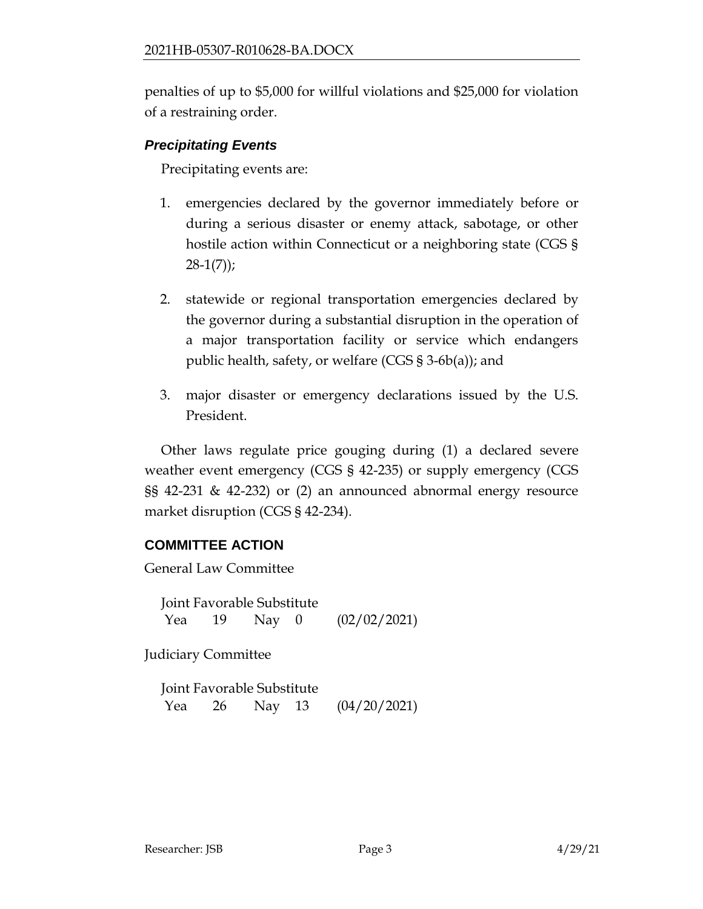penalties of up to $5,000 for willful violations and $25,000 for violation of a restraining order.

### *Precipitating Events*

Precipitating events are:

1. emergencies declared by the governor immediately before or during a serious disaster or enemy attack, sabotage, or other hostile action within Connecticut or a neighboring state (CGS § 28-1(7));

2. statewide or regional transportation emergencies declared by the governor during a substantial disruption in the operation of a major transportation facility or service which endangers public health, safety, or welfare (CGS § 3-6b(a)); and

3. major disaster or emergency declarations issued by the U.S. President.

Other laws regulate price gouging during (1) a declared severe weather event emergency (CGS § 42-235) or supply emergency (CGS §§ 42-231 & 42-232) or (2) an announced abnormal energy resource market disruption (CGS § 42-234).

## COMMITTEE ACTION

General Law Committee

| Joint Favorable Substitute | | | | |
|---|---|---|---|---|
| Yea | 19 | Nay | 0 | (02/02/2021) |

Judiciary Committee

| Joint Favorable Substitute | | | | |
|---|---|---|---|---|
| Yea | 26 | Nay | 13 | (04/20/2021) |